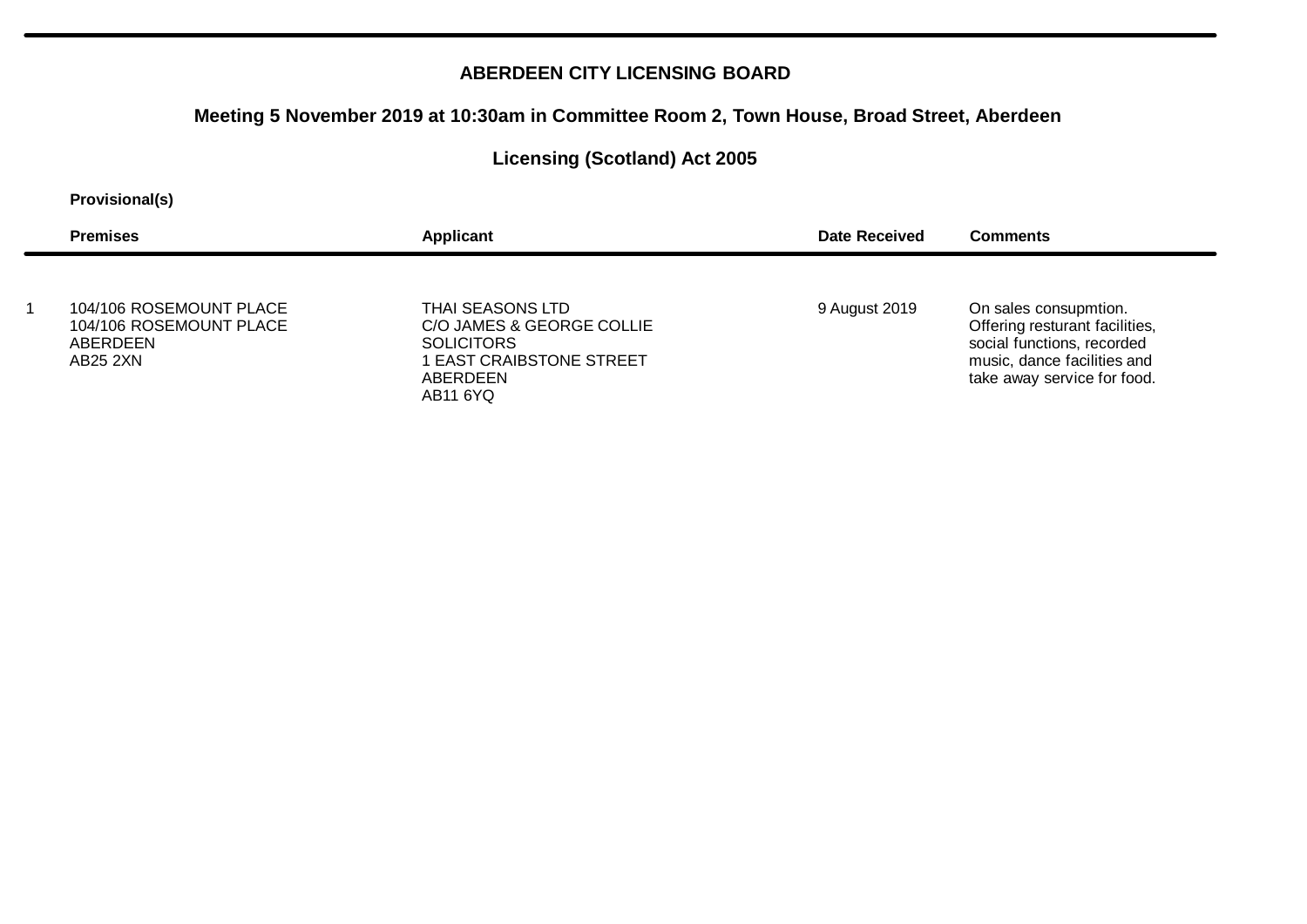**ABERDEEN CITY LICENSING BOARD**

**Meeting 5 November 2019 at 10:30am in Committee Room 2, Town House, Broad Street, Aberdeen**

**Licensing (Scotland) Act 2005**

**Provisional(s)**

| | Premises | Applicant | Date Received | Comments |
|---|---|---|---|---|
| 1 | 104/106 ROSEMOUNT PLACE<br>104/106 ROSEMOUNT PLACE<br>ABERDEEN<br>AB25 2XN | THAI SEASONS LTD<br>C/O JAMES & GEORGE COLLIE SOLICITORS<br>1 EAST CRAIBSTONE STREET<br>ABERDEEN<br>AB11 6YQ | 9 August 2019 | On sales consupmtion. Offering resturant facilities, social functions, recorded music, dance facilities and take away service for food. |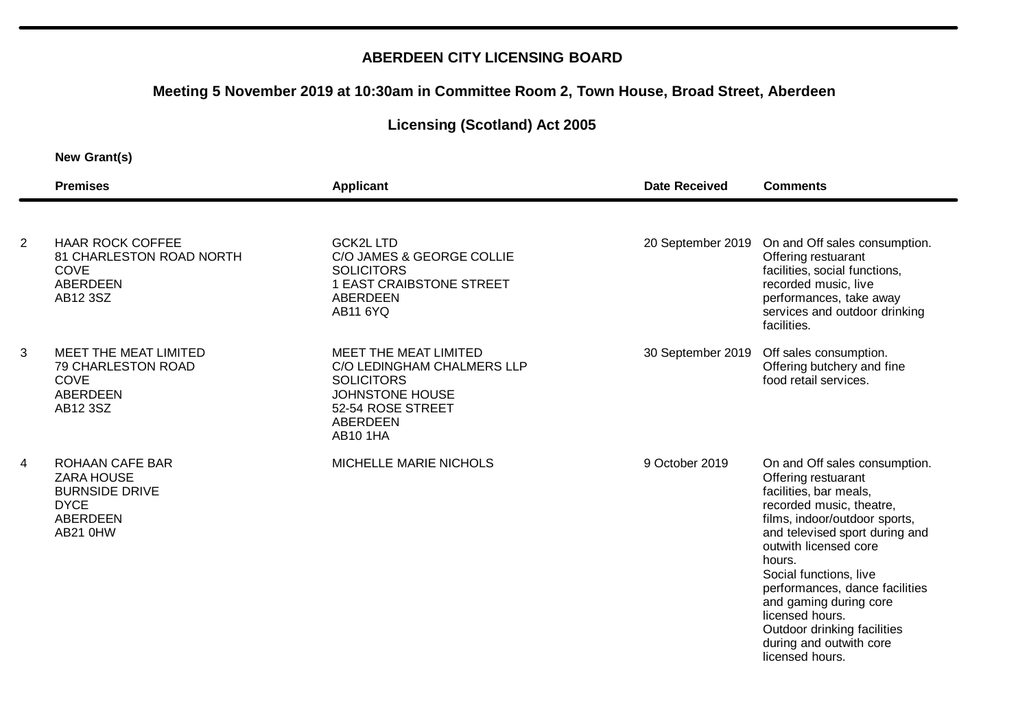# ABERDEEN CITY LICENSING BOARD

## Meeting 5 November 2019 at 10:30am in Committee Room 2, Town House, Broad Street, Aberdeen

## Licensing (Scotland) Act 2005

**New Grant(s)**

| | Premises | Applicant | Date Received | Comments |
|---|---|---|---|---|
| 2 | HAAR ROCK COFFEE<br>81 CHARLESTON ROAD NORTH<br>COVE<br>ABERDEEN<br>AB12 3SZ | GCK2L LTD<br>C/O JAMES & GEORGE COLLIE<br>SOLICITORS<br>1 EAST CRAIBSTONE STREET<br>ABERDEEN<br>AB11 6YQ | 20 September 2019 | On and Off sales consumption. Offering restuarant facilities, social functions, recorded music, live performances, take away services and outdoor drinking facilities. |
| 3 | MEET THE MEAT LIMITED<br>79 CHARLESTON ROAD<br>COVE<br>ABERDEEN<br>AB12 3SZ | MEET THE MEAT LIMITED<br>C/O LEDINGHAM CHALMERS LLP<br>SOLICITORS<br>JOHNSTONE HOUSE<br>52-54 ROSE STREET<br>ABERDEEN<br>AB10 1HA | 30 September 2019 | Off sales consumption. Offering butchery and fine food retail services. |
| 4 | ROHAAN CAFE BAR<br>ZARA HOUSE<br>BURNSIDE DRIVE<br>DYCE<br>ABERDEEN<br>AB21 0HW | MICHELLE MARIE NICHOLS | 9 October 2019 | On and Off sales consumption. Offering restuarant facilities, bar meals, recorded music, theatre, films, indoor/outdoor sports, and televised sport during and outwith licensed core hours.<br>Social functions, live performances, dance facilities and gaming during core licensed hours.<br>Outdoor drinking facilities during and outwith core licensed hours. |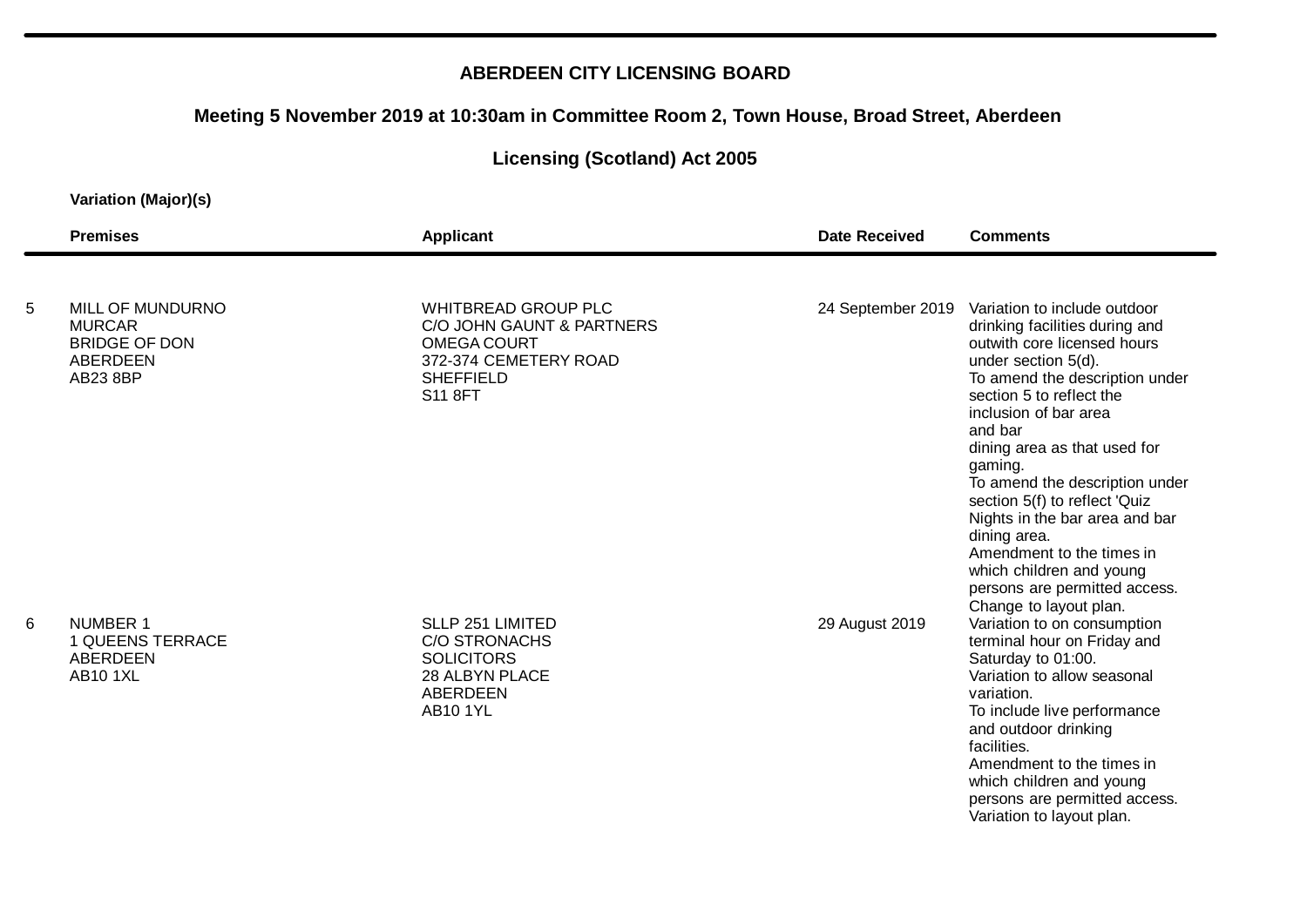**ABERDEEN CITY LICENSING BOARD**

**Meeting 5 November 2019 at 10:30am in Committee Room 2, Town House, Broad Street, Aberdeen**

**Licensing (Scotland) Act 2005**

**Variation (Major)(s)**

| | Premises | Applicant | Date Received | Comments |
|---|---|---|---|---|
| 5 | MILL OF MUNDURNO<br>MURCAR<br>BRIDGE OF DON<br>ABERDEEN<br>AB23 8BP | WHITBREAD GROUP PLC<br>C/O JOHN GAUNT & PARTNERS<br>OMEGA COURT<br>372-374 CEMETERY ROAD<br>SHEFFIELD<br>S11 8FT | 24 September 2019 | Variation to include outdoor drinking facilities during and outwith core licensed hours under section 5(d).<br>To amend the description under section 5 to reflect the inclusion of bar area and bar dining area as that used for gaming.<br>To amend the description under section 5(f) to reflect 'Quiz Nights in the bar area and bar dining area.<br>Amendment to the times in which children and young persons are permitted access.<br>Change to layout plan. |
| 6 | NUMBER 1<br>1 QUEENS TERRACE<br>ABERDEEN<br>AB10 1XL | SLLP 251 LIMITED<br>C/O STRONACHS SOLICITORS<br>28 ALBYN PLACE<br>ABERDEEN<br>AB10 1YL | 29 August 2019 | Variation to on consumption terminal hour on Friday and Saturday to 01:00.<br>Variation to allow seasonal variation.<br>To include live performance and outdoor drinking facilities.<br>Amendment to the times in which children and young persons are permitted access.<br>Variation to layout plan. |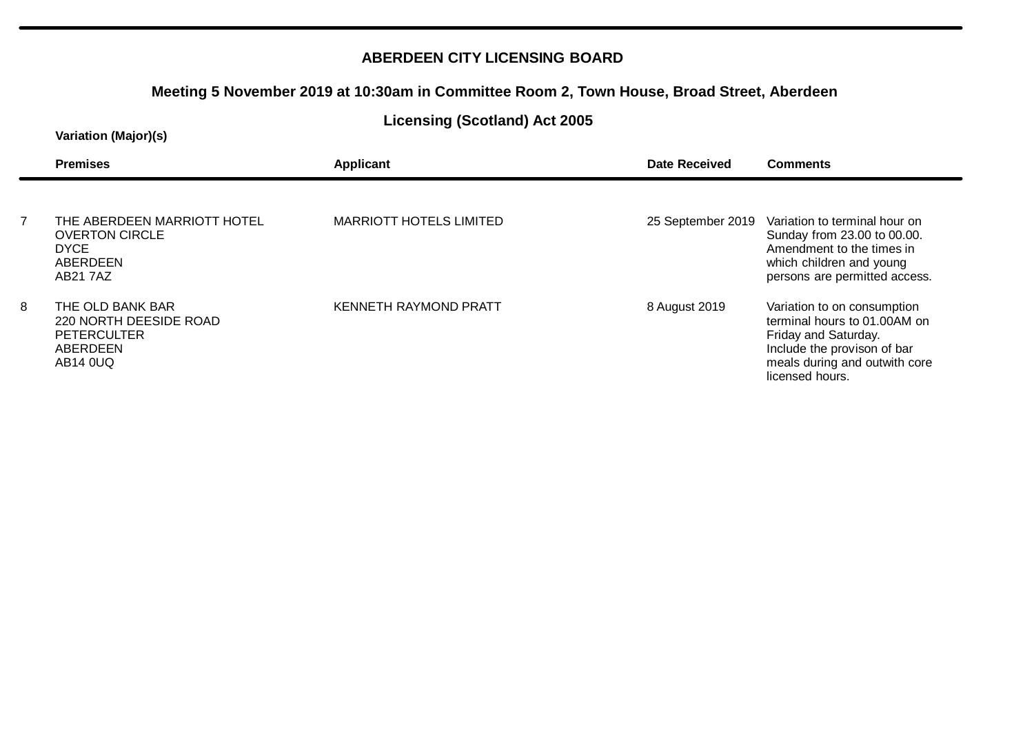**ABERDEEN CITY LICENSING BOARD**

**Meeting 5 November 2019 at 10:30am in Committee Room 2, Town House, Broad Street, Aberdeen**

**Licensing (Scotland) Act 2005**

**Variation (Major)(s)**

| | Premises | Applicant | Date Received | Comments |
|---|---|---|---|---|
| 7 | THE ABERDEEN MARRIOTT HOTEL<br>OVERTON CIRCLE<br>DYCE<br>ABERDEEN<br>AB21 7AZ | MARRIOTT HOTELS LIMITED | 25 September 2019 | Variation to terminal hour on Sunday from 23.00 to 00.00.<br>Amendment to the times in which children and young persons are permitted access. |
| 8 | THE OLD BANK BAR<br>220 NORTH DEESIDE ROAD<br>PETERCULTER<br>ABERDEEN<br>AB14 0UQ | KENNETH RAYMOND PRATT | 8 August 2019 | Variation to on consumption terminal hours to 01.00AM on Friday and Saturday.<br>Include the provison of bar meals during and outwith core licensed hours. |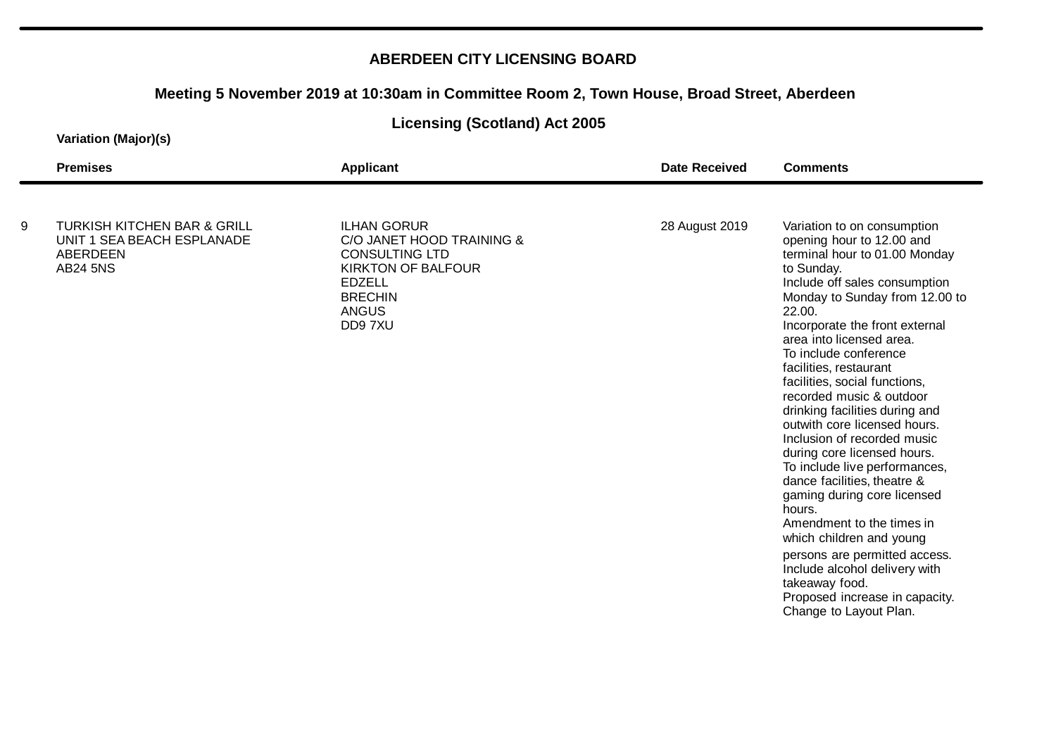## ABERDEEN CITY LICENSING BOARD

### Meeting 5 November 2019 at 10:30am in Committee Room 2, Town House, Broad Street, Aberdeen

### Licensing (Scotland) Act 2005

**Variation (Major)(s)**

| | Premises | Applicant | Date Received | Comments |
|---|---|---|---|---|
| 9 | TURKISH KITCHEN BAR & GRILL<br>UNIT 1 SEA BEACH ESPLANADE<br>ABERDEEN<br>AB24 5NS | ILHAN GORUR<br>C/O JANET HOOD TRAINING & CONSULTING LTD<br>KIRKTON OF BALFOUR<br>EDZELL<br>BRECHIN<br>ANGUS<br>DD9 7XU | 28 August 2019 | Variation to on consumption opening hour to 12.00 and terminal hour to 01.00 Monday to Sunday.<br>Include off sales consumption Monday to Sunday from 12.00 to 22.00.<br>Incorporate the front external area into licensed area.<br>To include conference facilities, restaurant facilities, social functions, recorded music & outdoor drinking facilities during and outwith core licensed hours.<br>Inclusion of recorded music during core licensed hours.<br>To include live performances, dance facilities, theatre & gaming during core licensed hours.<br>Amendment to the times in which children and young persons are permitted access.<br>Include alcohol delivery with takeaway food.<br>Proposed increase in capacity.<br>Change to Layout Plan. |